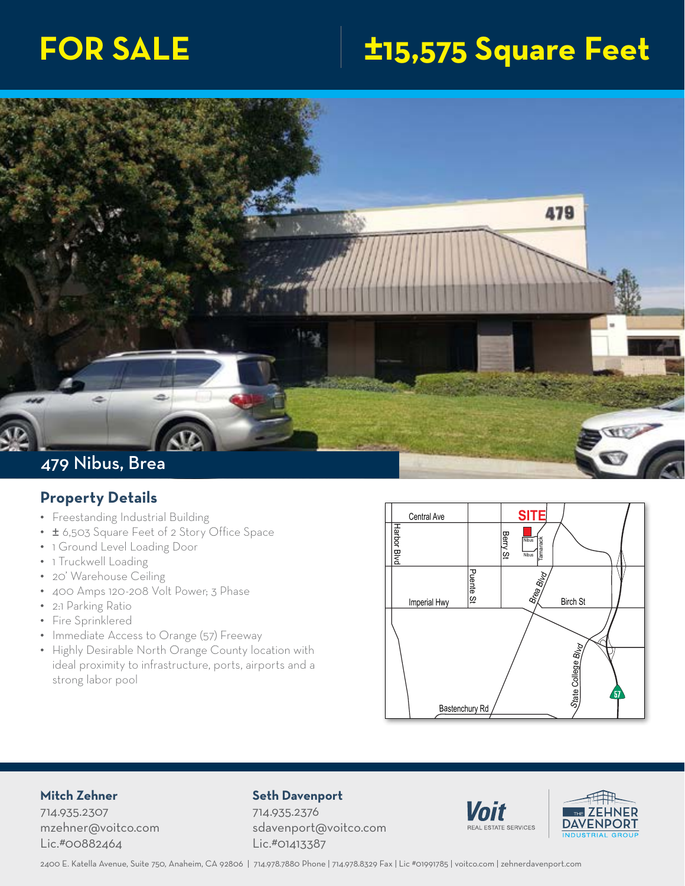# FOR SALE

# ±15,575 Square Feet

## 479 Nibus, Brea

## Property Details

- Freestanding Industrial Building
- ± 6,503 Square Feet of 2 Story Office Space
- 1 Ground Level Loading Door
- 1 Truckwell Loading
- 20' Warehouse Ceiling
- 400 Amps 120-208 Volt Power; 3 Phase
- 2:1 Parking Ratio
- Fire Sprinklered
- Immediate Access to Orange (57) Freeway
- Highly Desirable North Orange County location with ideal proximity to infrastructure, ports, airports and a strong labor pool

**Mitch Zehner**
714.935.2307
mzehner@voitco.com
Lic.#00882464

**Seth Davenport**
714.935.2376
sdavenport@voitco.com
Lic.#01413387

Voit REAL ESTATE SERVICES | THE ZEHNER DAVENPORT INDUSTRIAL GROUP

2400 E. Katella Avenue, Suite 750, Anaheim, CA 92806 | 714.978.7880 Phone | 714.978.8329 Fax | Lic #01991785 | voitco.com | zehnerdavenport.com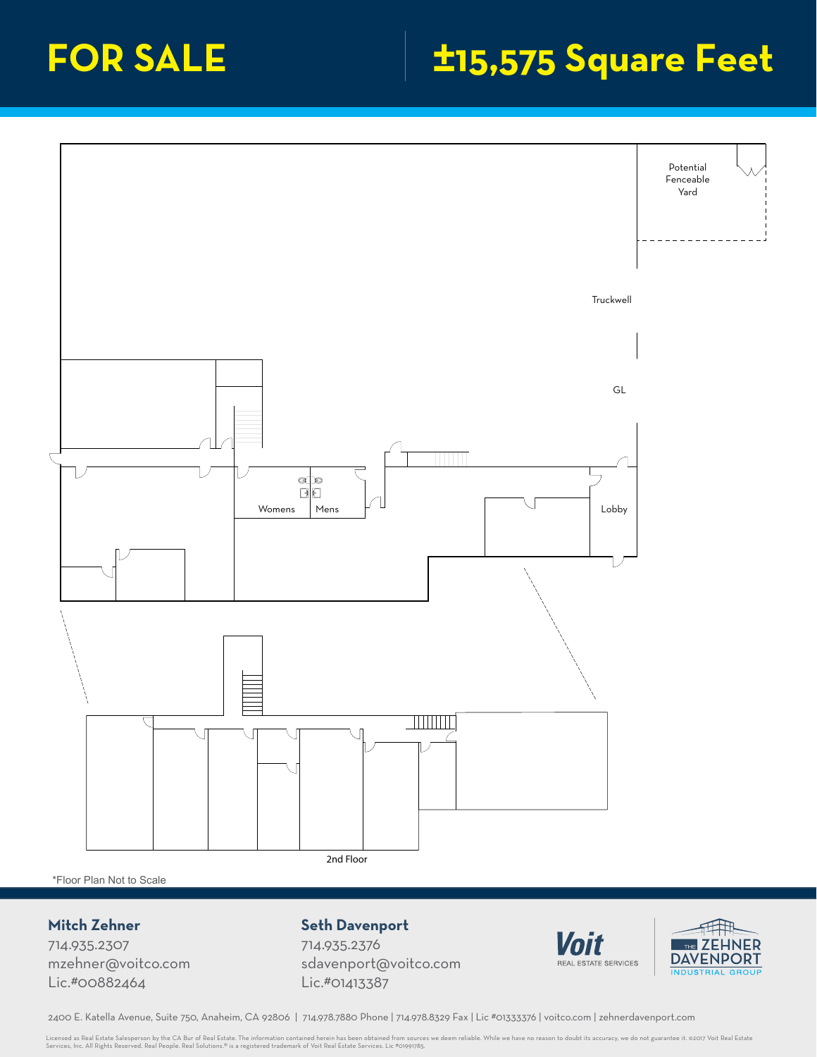# FOR SALE

# ±15,575 Square Feet

Potential Fenceable Yard

Truckwell

GL

Womens

Mens

Lobby

2nd Floor

*Floor Plan Not to Scale

**Mitch Zehner**
714.935.2307
mzehner@voitco.com
Lic.#00882464

**Seth Davenport**
714.935.2376
sdavenport@voitco.com
Lic.#01413387

Voit REAL ESTATE SERVICES

THE ZEHNER DAVENPORT INDUSTRIAL GROUP

2400 E. Katella Avenue, Suite 750, Anaheim, CA 92806 | 714.978.7880 Phone | 714.978.8329 Fax | Lic #01333376 | voitco.com | zehnerdavenport.com

Licensed as Real Estate Salesperson by the CA Bur of Real Estate. The information contained herein has been obtained from sources we deem reliable. While we have no reason to doubt its accuracy, we do not guarantee it. ©2017 Voit Real Estate Services, Inc. All Rights Reserved. Real People. Real Solutions.® is a registered trademark of Voit Real Estate Services. Lic #01991785.